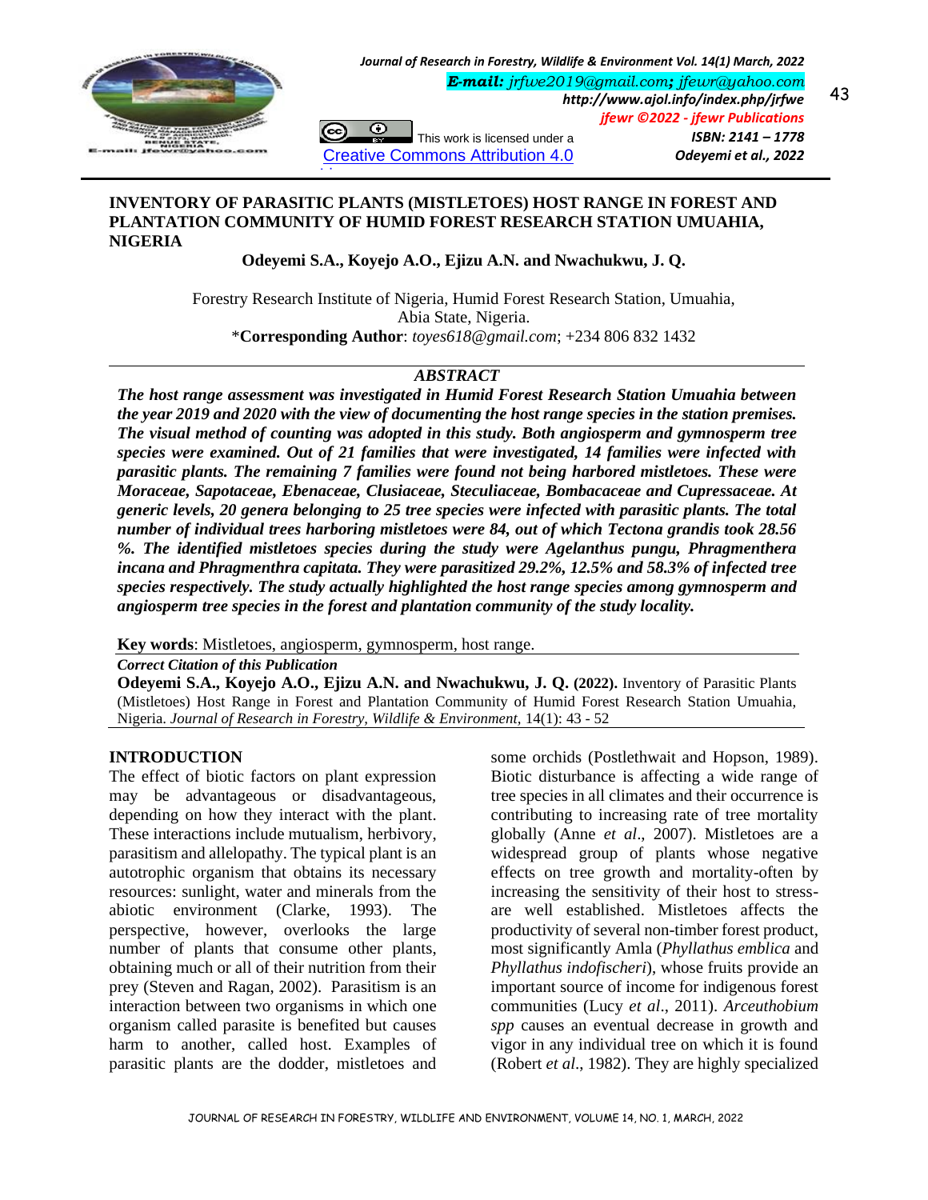# INVENTORY OF PARASITIC PLANTS (MISTLETOES) HOST RANGE IN FOREST AND PLANTATION COMMUNITY OF HUMID FOREST RESEARCH STATION UMUAHIA, NIGERIA

**Odeyemi S.A., Koyejo A.O., Ejizu A.N. and Nwachukwu, J. Q.**

Forestry Research Institute of Nigeria, Humid Forest Research Station, Umuahia, Abia State, Nigeria.

\***Corresponding Author**: *toyes618@gmail.com*; +234 806 832 1432

## *ABSTRACT*

***The host range assessment was investigated in Humid Forest Research Station Umuahia between the year 2019 and 2020 with the view of documenting the host range species in the station premises. The visual method of counting was adopted in this study. Both angiosperm and gymnosperm tree species were examined. Out of 21 families that were investigated, 14 families were infected with parasitic plants. The remaining 7 families were found not being harbored mistletoes. These were Moraceae, Sapotaceae, Ebenaceae, Clusiaceae, Steculiaceae, Bombacaceae and Cupressaceae. At generic levels, 20 genera belonging to 25 tree species were infected with parasitic plants. The total number of individual trees harboring mistletoes were 84, out of which Tectona grandis took 28.56 %. The identified mistletoes species during the study were Agelanthus pungu, Phragmenthera incana and Phragmenthra capitata. They were parasitized 29.2%, 12.5% and 58.3% of infected tree species respectively. The study actually highlighted the host range species among gymnosperm and angiosperm tree species in the forest and plantation community of the study locality.***

**Key words**: Mistletoes, angiosperm, gymnosperm, host range.

*Correct Citation of this Publication*

**Odeyemi S.A., Koyejo A.O., Ejizu A.N. and Nwachukwu, J. Q. (2022).** Inventory of Parasitic Plants (Mistletoes) Host Range in Forest and Plantation Community of Humid Forest Research Station Umuahia, Nigeria. *Journal of Research in Forestry, Wildlife & Environment,* 14(1): 43 - 52

## INTRODUCTION

The effect of biotic factors on plant expression may be advantageous or disadvantageous, depending on how they interact with the plant. These interactions include mutualism, herbivory, parasitism and allelopathy. The typical plant is an autotrophic organism that obtains its necessary resources: sunlight, water and minerals from the abiotic environment (Clarke, 1993). The perspective, however, overlooks the large number of plants that consume other plants, obtaining much or all of their nutrition from their prey (Steven and Ragan, 2002). Parasitism is an interaction between two organisms in which one organism called parasite is benefited but causes harm to another, called host. Examples of parasitic plants are the dodder, mistletoes and some orchids (Postlethwait and Hopson, 1989). Biotic disturbance is affecting a wide range of tree species in all climates and their occurrence is contributing to increasing rate of tree mortality globally (Anne *et al*., 2007). Mistletoes are a widespread group of plants whose negative effects on tree growth and mortality-often by increasing the sensitivity of their host to stress-are well established. Mistletoes affects the productivity of several non-timber forest product, most significantly Amla (*Phyllathus emblica* and *Phyllathus indofischeri*), whose fruits provide an important source of income for indigenous forest communities (Lucy *et al*., 2011). *Arceuthobium spp* causes an eventual decrease in growth and vigor in any individual tree on which it is found (Robert *et al*., 1982). They are highly specialized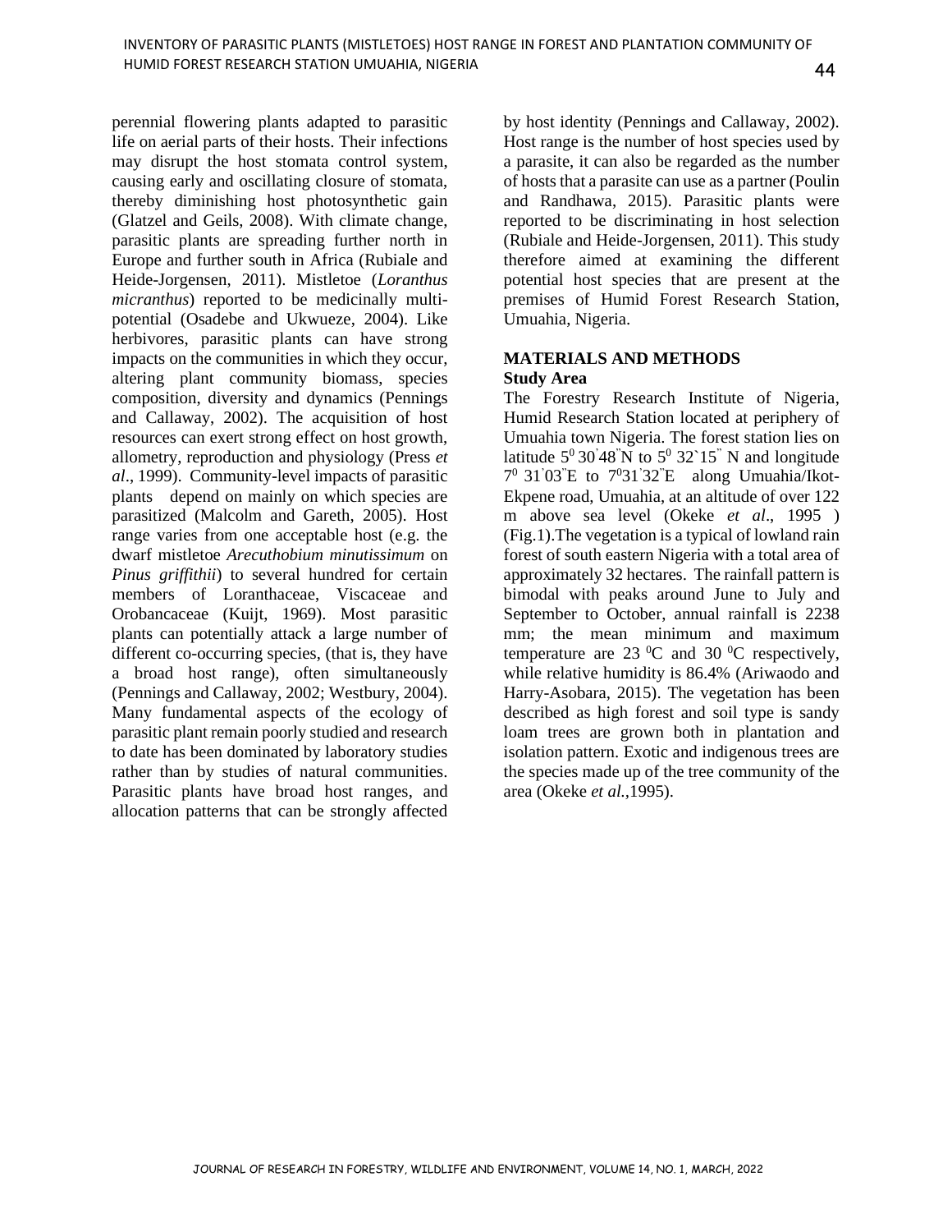perennial flowering plants adapted to parasitic life on aerial parts of their hosts. Their infections may disrupt the host stomata control system, causing early and oscillating closure of stomata, thereby diminishing host photosynthetic gain (Glatzel and Geils, 2008). With climate change, parasitic plants are spreading further north in Europe and further south in Africa (Rubiale and Heide-Jorgensen, 2011). Mistletoe (*Loranthus micranthus*) reported to be medicinally multi-potential (Osadebe and Ukwueze, 2004). Like herbivores, parasitic plants can have strong impacts on the communities in which they occur, altering plant community biomass, species composition, diversity and dynamics (Pennings and Callaway, 2002). The acquisition of host resources can exert strong effect on host growth, allometry, reproduction and physiology (Press *et al*., 1999). Community-level impacts of parasitic plants depend on mainly on which species are parasitized (Malcolm and Gareth, 2005). Host range varies from one acceptable host (e.g. the dwarf mistletoe *Arecuthobium minutissimum* on *Pinus griffithii*) to several hundred for certain members of Loranthaceae, Viscaceae and Orobancaceae (Kuijt, 1969). Most parasitic plants can potentially attack a large number of different co-occurring species, (that is, they have a broad host range), often simultaneously (Pennings and Callaway, 2002; Westbury, 2004). Many fundamental aspects of the ecology of parasitic plant remain poorly studied and research to date has been dominated by laboratory studies rather than by studies of natural communities. Parasitic plants have broad host ranges, and allocation patterns that can be strongly affected by host identity (Pennings and Callaway, 2002). Host range is the number of host species used by a parasite, it can also be regarded as the number of hosts that a parasite can use as a partner (Poulin and Randhawa, 2015). Parasitic plants were reported to be discriminating in host selection (Rubiale and Heide-Jorgensen, 2011). This study therefore aimed at examining the different potential host species that are present at the premises of Humid Forest Research Station, Umuahia, Nigeria.

## MATERIALS AND METHODS

### Study Area

The Forestry Research Institute of Nigeria, Humid Research Station located at periphery of Umuahia town Nigeria. The forest station lies on latitude $5^0$ 30`48``N to $5^0$ 32`15`` N and longitude $7^0$ 31`03``E to $7^0$31`32``E along Umuahia/Ikot-Ekpene road, Umuahia, at an altitude of over 122 m above sea level (Okeke *et al*., 1995 ) (Fig.1).The vegetation is a typical of lowland rain forest of south eastern Nigeria with a total area of approximately 32 hectares. The rainfall pattern is bimodal with peaks around June to July and September to October, annual rainfall is 2238 mm; the mean minimum and maximum temperature are 23 $^0$C and 30 $^0$C respectively, while relative humidity is 86.4% (Ariwaodo and Harry-Asobara, 2015). The vegetation has been described as high forest and soil type is sandy loam trees are grown both in plantation and isolation pattern. Exotic and indigenous trees are the species made up of the tree community of the area (Okeke *et al.*,1995).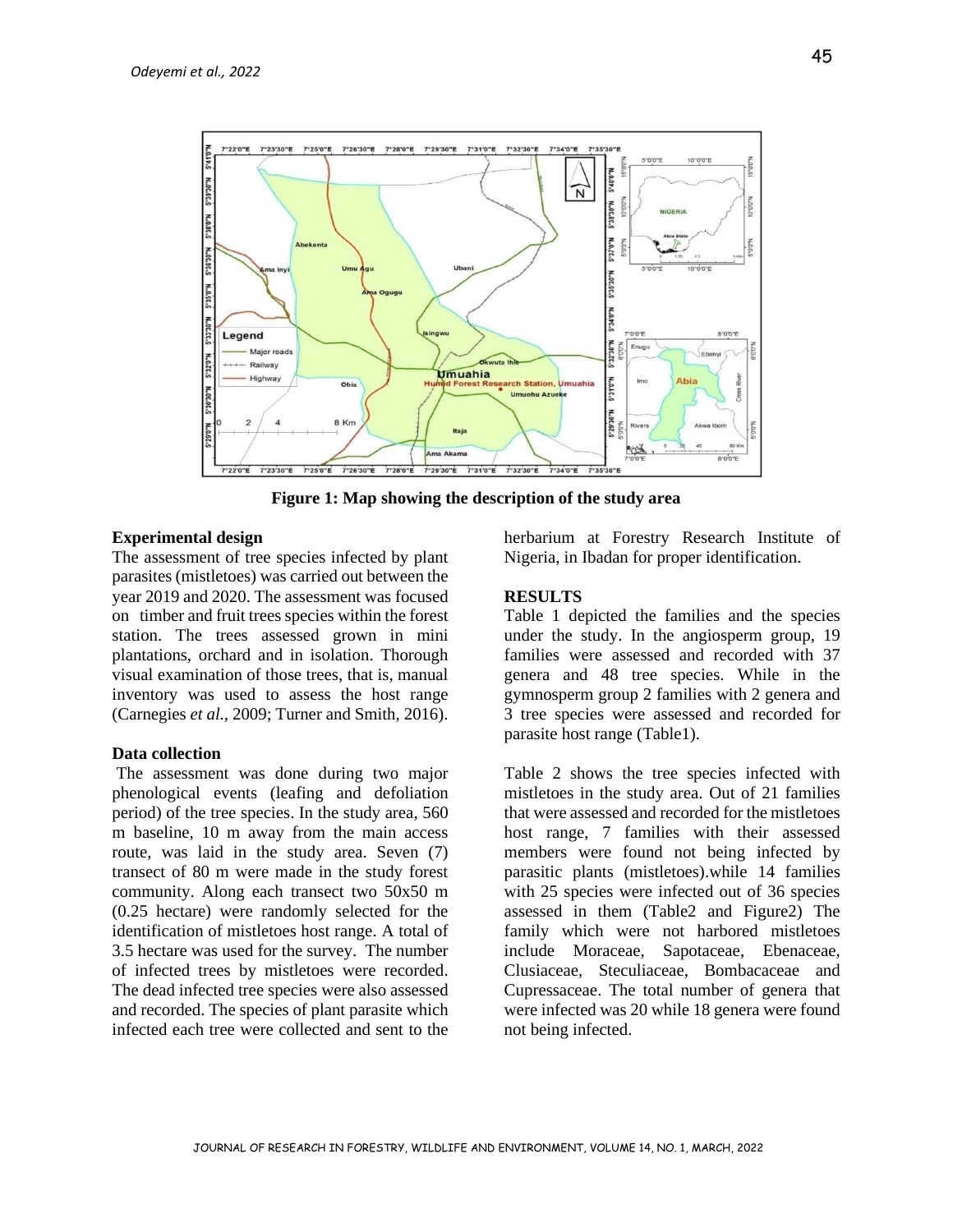Figure 1: Map showing the description of the study area

**Experimental design**

The assessment of tree species infected by plant parasites (mistletoes) was carried out between the year 2019 and 2020. The assessment was focused on timber and fruit trees species within the forest station. The trees assessed grown in mini plantations, orchard and in isolation. Thorough visual examination of those trees, that is, manual inventory was used to assess the host range (Carnegies *et al.*, 2009; Turner and Smith, 2016).

**Data collection**

The assessment was done during two major phenological events (leafing and defoliation period) of the tree species. In the study area, 560 m baseline, 10 m away from the main access route, was laid in the study area. Seven (7) transect of 80 m were made in the study forest community. Along each transect two 50x50 m (0.25 hectare) were randomly selected for the identification of mistletoes host range. A total of 3.5 hectare was used for the survey. The number of infected trees by mistletoes were recorded. The dead infected tree species were also assessed and recorded. The species of plant parasite which infected each tree were collected and sent to the herbarium at Forestry Research Institute of Nigeria, in Ibadan for proper identification.

**RESULTS**

Table 1 depicted the families and the species under the study. In the angiosperm group, 19 families were assessed and recorded with 37 genera and 48 tree species. While in the gymnosperm group 2 families with 2 genera and 3 tree species were assessed and recorded for parasite host range (Table1).

Table 2 shows the tree species infected with mistletoes in the study area. Out of 21 families that were assessed and recorded for the mistletoes host range, 7 families with their assessed members were found not being infected by parasitic plants (mistletoes).while 14 families with 25 species were infected out of 36 species assessed in them (Table2 and Figure2) The family which were not harbored mistletoes include Moraceae, Sapotaceae, Ebenaceae, Clusiaceae, Steculiaceae, Bombacaceae and Cupressaceae. The total number of genera that were infected was 20 while 18 genera were found not being infected.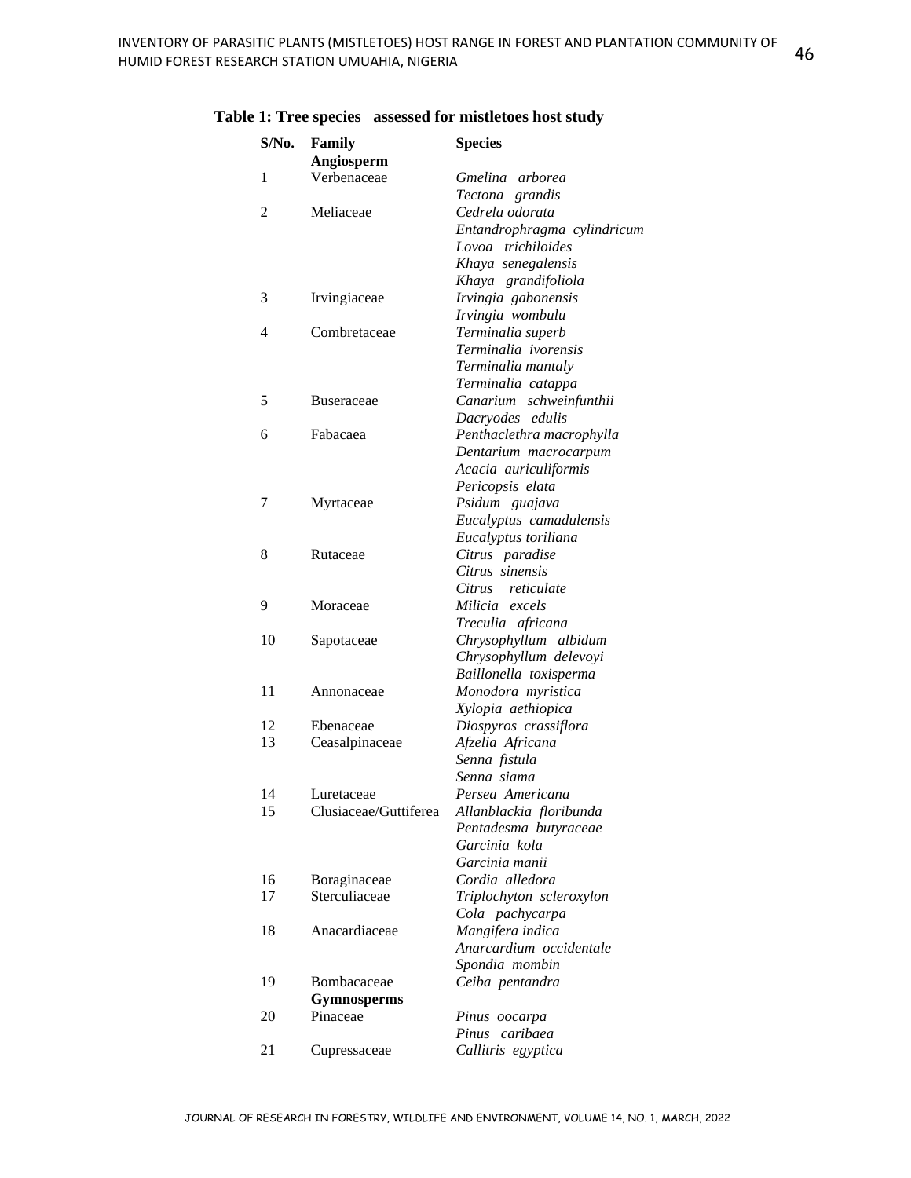**Table 1: Tree species assessed for mistletoes host study**

| S/No. | Family | Species |
|---|---|---|
| | **Angiosperm** | |
| 1 | Verbenaceae | *Gmelina arborea* |
| | | *Tectona grandis* |
| 2 | Meliaceae | *Cedrela odorata* |
| | | *Entandrophragma cylindricum* |
| | | *Lovoa trichiloides* |
| | | *Khaya senegalensis* |
| | | *Khaya grandifoliola* |
| 3 | Irvingiaceae | *Irvingia gabonensis* |
| | | *Irvingia wombulu* |
| 4 | Combretaceae | *Terminalia superb* |
| | | *Terminalia ivorensis* |
| | | *Terminalia mantaly* |
| | | *Terminalia catappa* |
| 5 | Buseraceae | *Canarium schweinfunthii* |
| | | *Dacryodes edulis* |
| 6 | Fabacaea | *Penthaclethra macrophylla* |
| | | *Dentarium macrocarpum* |
| | | *Acacia auriculiformis* |
| | | *Pericopsis elata* |
| 7 | Myrtaceae | *Psidum guajava* |
| | | *Eucalyptus camadulensis* |
| | | *Eucalyptus toriliana* |
| 8 | Rutaceae | *Citrus paradise* |
| | | *Citrus sinensis* |
| | | *Citrus reticulate* |
| 9 | Moraceae | *Milicia excels* |
| | | *Treculia africana* |
| 10 | Sapotaceae | *Chrysophyllum albidum* |
| | | *Chrysophyllum delevoyi* |
| | | *Baillonella toxisperma* |
| 11 | Annonaceae | *Monodora myristica* |
| | | *Xylopia aethiopica* |
| 12 | Ebenaceae | *Diospyros crassiflora* |
| 13 | Ceasalpinaceae | *Afzelia Africana* |
| | | *Senna fistula* |
| | | *Senna siama* |
| 14 | Luretaceae | *Persea Americana* |
| 15 | Clusiaceae/Guttiferea | *Allanblackia floribunda* |
| | | *Pentadesma butyraceae* |
| | | *Garcinia kola* |
| | | *Garcinia manii* |
| 16 | Boraginaceae | *Cordia alledora* |
| 17 | Sterculiaceae | *Triplochyton scleroxylon* |
| | | *Cola pachycarpa* |
| 18 | Anacardiaceae | *Mangifera indica* |
| | | *Anarcardium occidentale* |
| | | *Spondia mombin* |
| 19 | Bombacaceae | *Ceiba pentandra* |
| | **Gymnosperms** | |
| 20 | Pinaceae | *Pinus oocarpa* |
| | | *Pinus caribaea* |
| 21 | Cupressaceae | *Callitris egyptica* |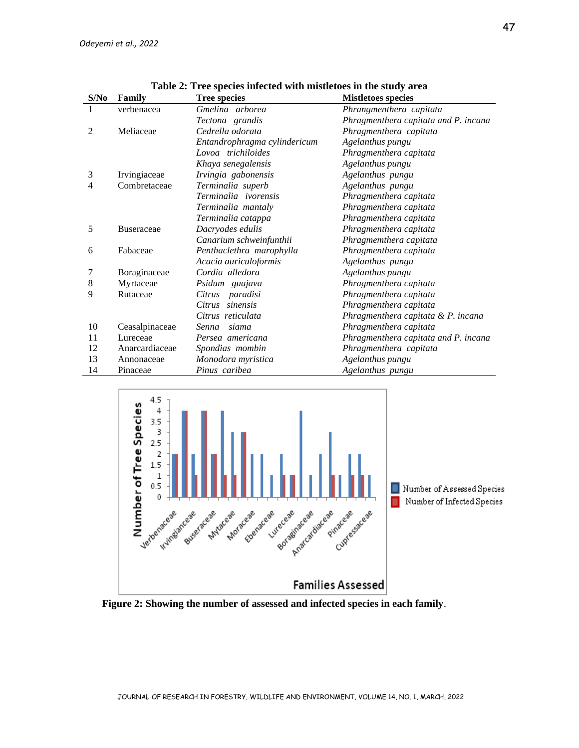**Table 2: Tree species infected with mistletoes in the study area**

| S/No | Family | Tree species | Mistletoes species |
|---|---|---|---|
| 1 | verbenacea | *Gmelina arborea* | *Phrangmenthera capitata* |
| | | *Tectona grandis* | *Phragmenthera capitata and P. incana* |
| 2 | Meliaceae | *Cedrella odorata* | *Phragmenthera capitata* |
| | | *Entandrophragma cylindericum* | *Agelanthus pungu* |
| | | *Lovoa trichiloides* | *Phragmenthera capitata* |
| | | *Khaya senegalensis* | *Agelanthus pungu* |
| 3 | Irvingiaceae | *Irvingia gabonensis* | *Agelanthus pungu* |
| 4 | Combretaceae | *Terminalia superb* | *Agelanthus pungu* |
| | | *Terminalia ivorensis* | *Phragmenthera capitata* |
| | | *Terminalia mantaly* | *Phragmenthera capitata* |
| | | *Terminalia catappa* | *Phragmenthera capitata* |
| 5 | Buseraceae | *Dacryodes edulis* | *Phragmenthera capitata* |
| | | *Canarium schweinfunthii* | *Phragmemthera capitata* |
| 6 | Fabaceae | *Penthaclethra marophylla* | *Phragmenthera capitata* |
| | | *Acacia auriculoformis* | *Agelanthus pungu* |
| 7 | Boraginaceae | *Cordia alledora* | *Agelanthus pungu* |
| 8 | Myrtaceae | *Psidum guajava* | *Phragmenthera capitata* |
| 9 | Rutaceae | *Citrus paradisi* | *Phragmenthera capitata* |
| | | *Citrus sinensis* | *Phragmenthera capitata* |
| | | *Citrus reticulata* | *Phragmenthera capitata & P. incana* |
| 10 | Ceasalpinaceae | *Senna siama* | *Phragmenthera capitata* |
| 11 | Lureceae | *Persea americana* | *Phragmenthera capitata and P. incana* |
| 12 | Anarcardiaceae | *Spondias mombin* | *Phragmenthera capitata* |
| 13 | Annonaceae | *Monodora myristica* | *Agelanthus pungu* |
| 14 | Pinaceae | *Pinus caribea* | *Agelanthus pungu* |

**Figure 2: Showing the number of assessed and infected species in each family**.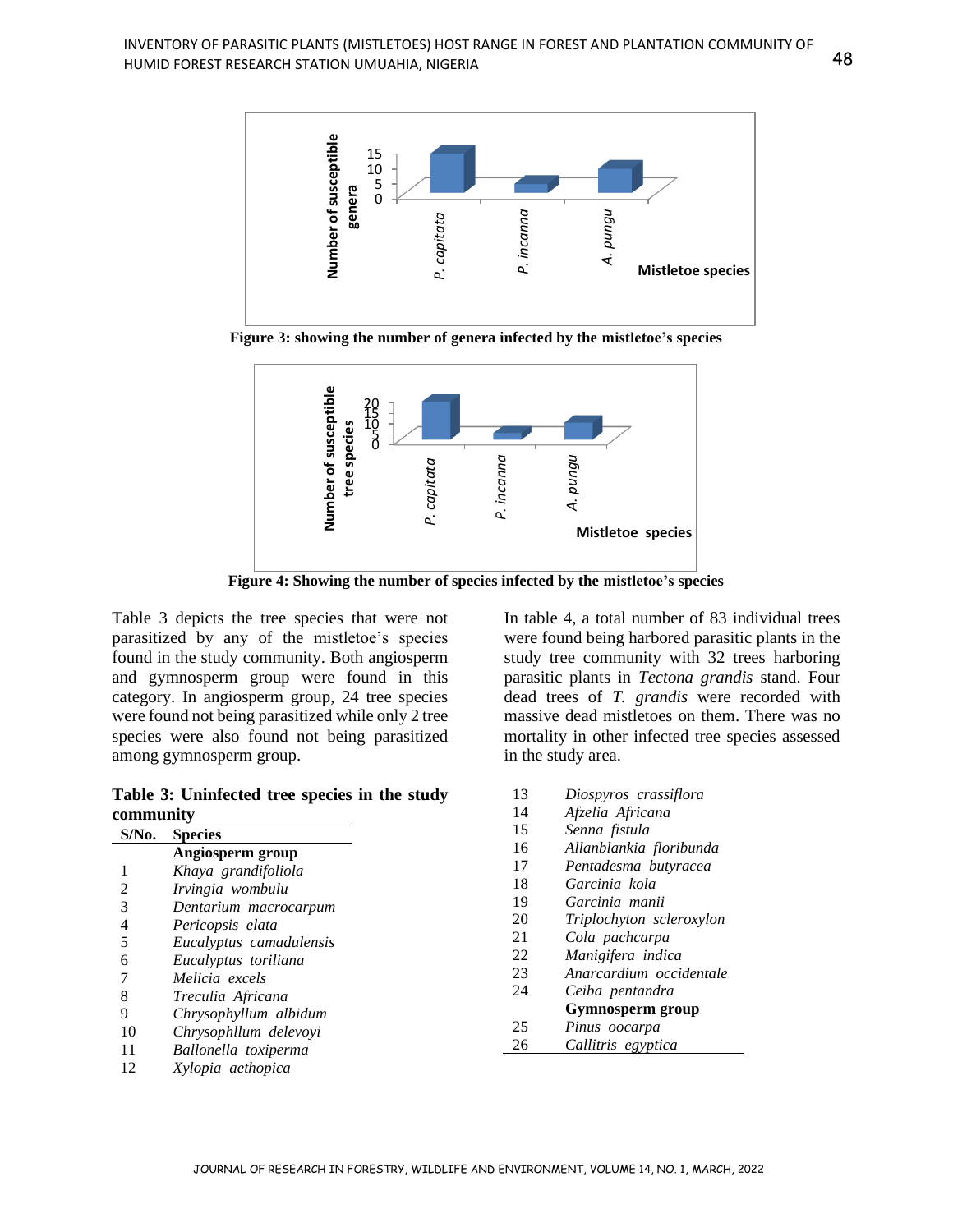Figure 3: showing the number of genera infected by the mistletoe's species

Figure 4: Showing the number of species infected by the mistletoe's species

Table 3 depicts the tree species that were not parasitized by any of the mistletoe's species found in the study community. Both angiosperm and gymnosperm group were found in this category. In angiosperm group, 24 tree species were found not being parasitized while only 2 tree species were also found not being parasitized among gymnosperm group.

**Table 3: Uninfected tree species in the study community**

| S/No. | Species |
|---|---|
| | **Angiosperm group** |
| 1 | *Khaya grandifoliola* |
| 2 | *Irvingia wombulu* |
| 3 | *Dentarium macrocarpum* |
| 4 | *Pericopsis elata* |
| 5 | *Eucalyptus camadulensis* |
| 6 | *Eucalyptus toriliana* |
| 7 | *Melicia excels* |
| 8 | *Treculia Africana* |
| 9 | *Chrysophyllum albidum* |
| 10 | *Chrysophllum delevoyi* |
| 11 | *Ballonella toxiperma* |
| 12 | *Xylopia aethopica* |
| 13 | *Diospyros crassiflora* |
| 14 | *Afzelia Africana* |
| 15 | *Senna fistula* |
| 16 | *Allanblankia floribunda* |
| 17 | *Pentadesma butyracea* |
| 18 | *Garcinia kola* |
| 19 | *Garcinia manii* |
| 20 | *Triplochyton scleroxylon* |
| 21 | *Cola pachcarpa* |
| 22 | *Manigifera indica* |
| 23 | *Anarcardium occidentale* |
| 24 | *Ceiba pentandra* |
| | **Gymnosperm group** |
| 25 | *Pinus oocarpa* |
| 26 | *Callitris egyptica* |

In table 4, a total number of 83 individual trees were found being harbored parasitic plants in the study tree community with 32 trees harboring parasitic plants in *Tectona grandis* stand. Four dead trees of *T. grandis* were recorded with massive dead mistletoes on them. There was no mortality in other infected tree species assessed in the study area.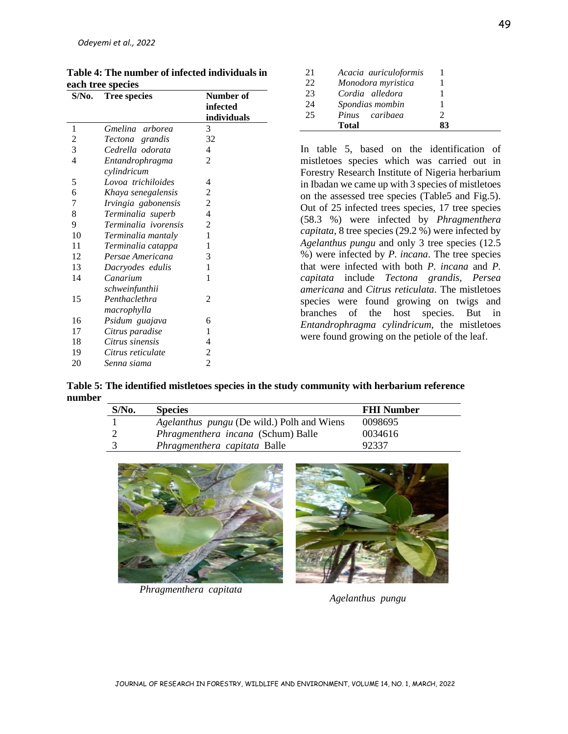**Table 4: The number of infected individuals in each tree species**

| S/No. | Tree species | Number of infected individuals |
|---|---|---|
| 1 | *Gmelina arborea* | 3 |
| 2 | *Tectona grandis* | 32 |
| 3 | *Cedrella odorata* | 4 |
| 4 | *Entandrophragma cylindricum* | 2 |
| 5 | *Lovoa trichiloides* | 4 |
| 6 | *Khaya senegalensis* | 2 |
| 7 | *Irvingia gabonensis* | 2 |
| 8 | *Terminalia superb* | 4 |
| 9 | *Terminalia ivorensis* | 2 |
| 10 | *Terminalia mantaly* | 1 |
| 11 | *Terminalia catappa* | 1 |
| 12 | *Persae Americana* | 3 |
| 13 | *Dacryodes edulis* | 1 |
| 14 | *Canarium schweinfunthii* | 1 |
| 15 | *Penthaclethra macrophylla* | 2 |
| 16 | *Psidum guajava* | 6 |
| 17 | *Citrus paradise* | 1 |
| 18 | *Citrus sinensis* | 4 |
| 19 | *Citrus reticulate* | 2 |
| 20 | *Senna siama* | 2 |
| 21 | *Acacia auriculoformis* | 1 |
| 22 | *Monodora myristica* | 1 |
| 23 | *Cordia alledora* | 1 |
| 24 | *Spondias mombin* | 1 |
| 25 | *Pinus caribaea* | 2 |
| | **Total** | **83** |

In table 5, based on the identification of mistletoes species which was carried out in Forestry Research Institute of Nigeria herbarium in Ibadan we came up with 3 species of mistletoes on the assessed tree species (Table5 and Fig.5). Out of 25 infected trees species, 17 tree species (58.3 %) were infected by *Phragmenthera capitata*, 8 tree species (29.2 %) were infected by *Agelanthus pungu* and only 3 tree species (12.5 %) were infected by *P. incana*. The tree species that were infected with both *P. incana* and *P. capitata* include *Tectona grandis*, *Persea americana* and *Citrus reticulata*. The mistletoes species were found growing on twigs and branches of the host species. But in *Entandrophragma cylindricum*, the mistletoes were found growing on the petiole of the leaf.

**Table 5: The identified mistletoes species in the study community with herbarium reference number**

| S/No. | Species | FHI Number |
|---|---|---|
| 1 | *Agelanthus pungu* (De wild.) Polh and Wiens | 0098695 |
| 2 | *Phragmenthera incana* (Schum) Balle | 0034616 |
| 3 | *Phragmenthera capitata* Balle | 92337 |

*Phragmenthera capitata*

*Agelanthus pungu*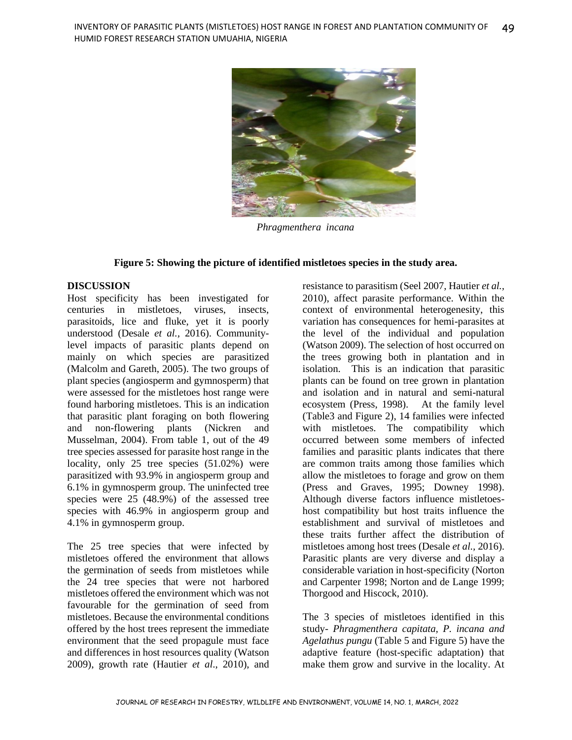*Phragmenthera incana*

**Figure 5: Showing the picture of identified mistletoes species in the study area.**

**DISCUSSION**

Host specificity has been investigated for centuries in mistletoes, viruses, insects, parasitoids, lice and fluke, yet it is poorly understood (Desale *et al.,* 2016). Community-level impacts of parasitic plants depend on mainly on which species are parasitized (Malcolm and Gareth, 2005). The two groups of plant species (angiosperm and gymnosperm) that were assessed for the mistletoes host range were found harboring mistletoes. This is an indication that parasitic plant foraging on both flowering and non-flowering plants (Nickren and Musselman, 2004). From table 1, out of the 49 tree species assessed for parasite host range in the locality, only 25 tree species (51.02%) were parasitized with 93.9% in angiosperm group and 6.1% in gymnosperm group. The uninfected tree species were 25 (48.9%) of the assessed tree species with 46.9% in angiosperm group and 4.1% in gymnosperm group.

The 25 tree species that were infected by mistletoes offered the environment that allows the germination of seeds from mistletoes while the 24 tree species that were not harbored mistletoes offered the environment which was not favourable for the germination of seed from mistletoes. Because the environmental conditions offered by the host trees represent the immediate environment that the seed propagule must face and differences in host resources quality (Watson 2009), growth rate (Hautier *et al*., 2010), and resistance to parasitism (Seel 2007, Hautier *et al.,* 2010), affect parasite performance. Within the context of environmental heterogenesity, this variation has consequences for hemi-parasites at the level of the individual and population (Watson 2009). The selection of host occurred on the trees growing both in plantation and in isolation. This is an indication that parasitic plants can be found on tree grown in plantation and isolation and in natural and semi-natural ecosystem (Press, 1998). At the family level (Table3 and Figure 2), 14 families were infected with mistletoes. The compatibility which occurred between some members of infected families and parasitic plants indicates that there are common traits among those families which allow the mistletoes to forage and grow on them (Press and Graves, 1995; Downey 1998). Although diverse factors influence mistletoes-host compatibility but host traits influence the establishment and survival of mistletoes and these traits further affect the distribution of mistletoes among host trees (Desale *et al.,* 2016). Parasitic plants are very diverse and display a considerable variation in host-specificity (Norton and Carpenter 1998; Norton and de Lange 1999; Thorgood and Hiscock, 2010).

The 3 species of mistletoes identified in this study- *Phragmenthera capitata, P. incana and Agelathus pungu* (Table 5 and Figure 5) have the adaptive feature (host-specific adaptation) that make them grow and survive in the locality. At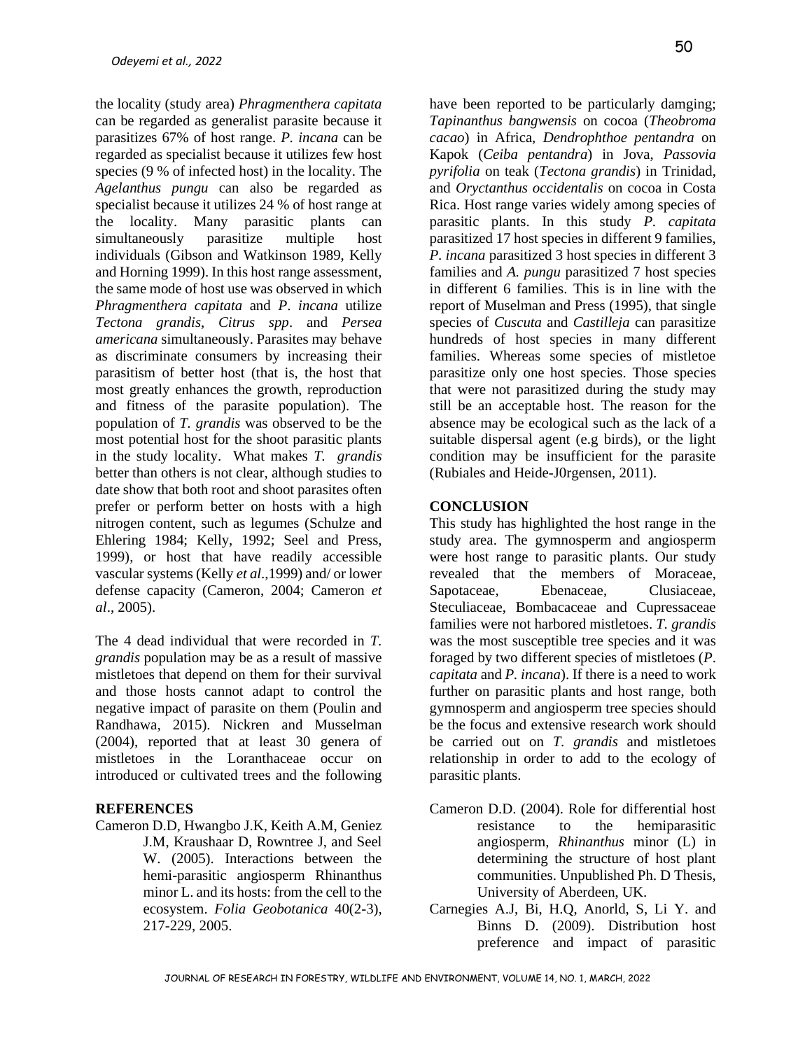the locality (study area) *Phragmenthera capitata* can be regarded as generalist parasite because it parasitizes 67% of host range. *P. incana* can be regarded as specialist because it utilizes few host species (9 % of infected host) in the locality. The *Agelanthus pungu* can also be regarded as specialist because it utilizes 24 % of host range at the locality. Many parasitic plants can simultaneously parasitize multiple host individuals (Gibson and Watkinson 1989, Kelly and Horning 1999). In this host range assessment, the same mode of host use was observed in which *Phragmenthera capitata* and *P. incana* utilize *Tectona grandis*, *Citrus spp*. and *Persea americana* simultaneously. Parasites may behave as discriminate consumers by increasing their parasitism of better host (that is, the host that most greatly enhances the growth, reproduction and fitness of the parasite population). The population of *T. grandis* was observed to be the most potential host for the shoot parasitic plants in the study locality. What makes *T. grandis* better than others is not clear, although studies to date show that both root and shoot parasites often prefer or perform better on hosts with a high nitrogen content, such as legumes (Schulze and Ehlering 1984; Kelly, 1992; Seel and Press, 1999), or host that have readily accessible vascular systems (Kelly *et al*.,1999) and/ or lower defense capacity (Cameron, 2004; Cameron *et al*., 2005).

The 4 dead individual that were recorded in *T. grandis* population may be as a result of massive mistletoes that depend on them for their survival and those hosts cannot adapt to control the negative impact of parasite on them (Poulin and Randhawa, 2015). Nickren and Musselman (2004), reported that at least 30 genera of mistletoes in the Loranthaceae occur on introduced or cultivated trees and the following have been reported to be particularly damging; *Tapinanthus bangwensis* on cocoa (*Theobroma cacao*) in Africa, *Dendrophthoe pentandra* on Kapok (*Ceiba pentandra*) in Jova, *Passovia pyrifolia* on teak (*Tectona grandis*) in Trinidad, and *Oryctanthus occidentalis* on cocoa in Costa Rica. Host range varies widely among species of parasitic plants. In this study *P. capitata* parasitized 17 host species in different 9 families, *P. incana* parasitized 3 host species in different 3 families and *A. pungu* parasitized 7 host species in different 6 families. This is in line with the report of Muselman and Press (1995), that single species of *Cuscuta* and *Castilleja* can parasitize hundreds of host species in many different families. Whereas some species of mistletoe parasitize only one host species. Those species that were not parasitized during the study may still be an acceptable host. The reason for the absence may be ecological such as the lack of a suitable dispersal agent (e.g birds), or the light condition may be insufficient for the parasite (Rubiales and Heide-J0rgensen, 2011).

## CONCLUSION

This study has highlighted the host range in the study area. The gymnosperm and angiosperm were host range to parasitic plants. Our study revealed that the members of Moraceae, Sapotaceae, Ebenaceae, Clusiaceae, Steculiaceae, Bombacaceae and Cupressaceae families were not harbored mistletoes. *T. grandis* was the most susceptible tree species and it was foraged by two different species of mistletoes (*P. capitata* and *P. incana*). If there is a need to work further on parasitic plants and host range, both gymnosperm and angiosperm tree species should be the focus and extensive research work should be carried out on *T. grandis* and mistletoes relationship in order to add to the ecology of parasitic plants.

## REFERENCES

Cameron D.D, Hwangbo J.K, Keith A.M, Geniez J.M, Kraushaar D, Rowntree J, and Seel W. (2005). Interactions between the hemi-parasitic angiosperm Rhinanthus minor L. and its hosts: from the cell to the ecosystem. *Folia Geobotanica* 40(2-3), 217-229, 2005.

Cameron D.D. (2004). Role for differential host resistance to the hemiparasitic angiosperm, *Rhinanthus* minor (L) in determining the structure of host plant communities. Unpublished Ph. D Thesis, University of Aberdeen, UK.

Carnegies A.J, Bi, H.Q, Anorld, S, Li Y. and Binns D. (2009). Distribution host preference and impact of parasitic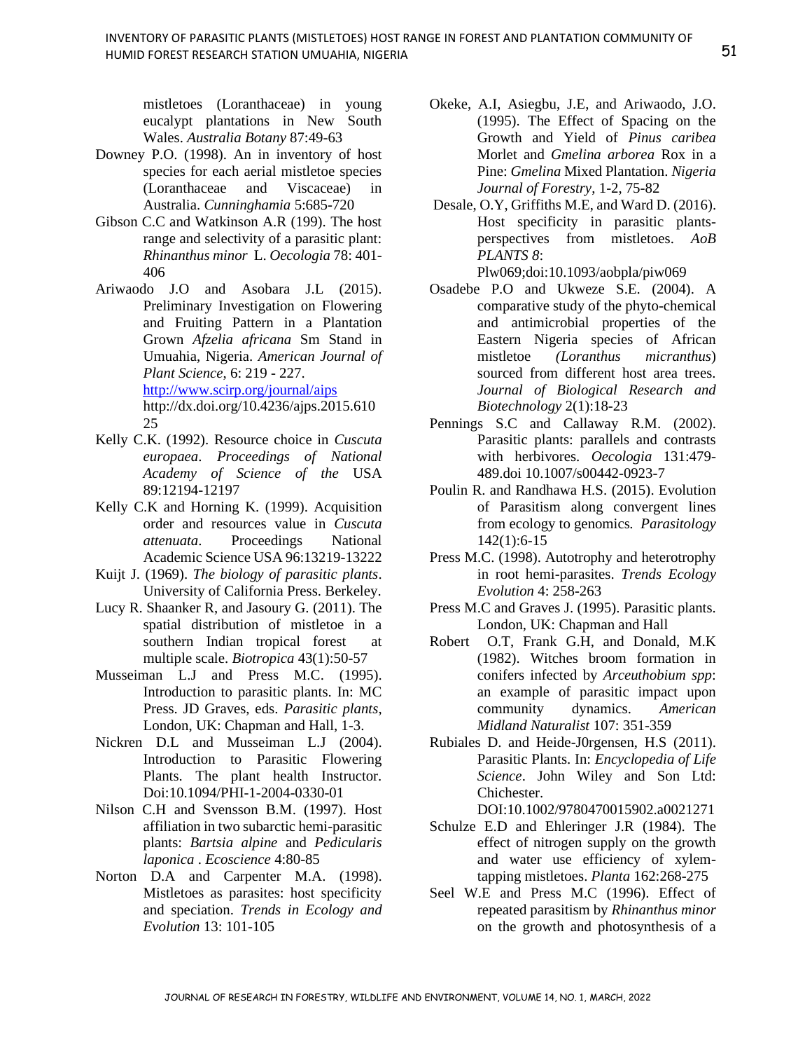mistletoes (Loranthaceae) in young eucalypt plantations in New South Wales. *Australia Botany* 87:49-63

Downey P.O. (1998). An in inventory of host species for each aerial mistletoe species (Loranthaceae and Viscaceae) in Australia. *Cunninghamia* 5:685-720

Gibson C.C and Watkinson A.R (199). The host range and selectivity of a parasitic plant: *Rhinanthus minor* L. *Oecologia* 78: 401-406

Ariwaodo J.O and Asobara J.L (2015). Preliminary Investigation on Flowering and Fruiting Pattern in a Plantation Grown *Afzelia africana* Sm Stand in Umuahia, Nigeria. *American Journal of Plant Science*, 6: 219 - 227. http://www.scirp.org/journal/aips http://dx.doi.org/10.4236/ajps.2015.61025

Kelly C.K. (1992). Resource choice in *Cuscuta europaea*. *Proceedings of National Academy of Science of the* USA 89:12194-12197

Kelly C.K and Horning K. (1999). Acquisition order and resources value in *Cuscuta attenuata*. Proceedings National Academic Science USA 96:13219-13222

Kuijt J. (1969). *The biology of parasitic plants*. University of California Press. Berkeley.

Lucy R. Shaanker R, and Jasoury G. (2011). The spatial distribution of mistletoe in a southern Indian tropical forest at multiple scale. *Biotropica* 43(1):50-57

Musseiman L.J and Press M.C. (1995). Introduction to parasitic plants. In: MC Press. JD Graves, eds. *Parasitic plants*, London, UK: Chapman and Hall, 1-3.

Nickren D.L and Musseiman L.J (2004). Introduction to Parasitic Flowering Plants. The plant health Instructor. Doi:10.1094/PHI-1-2004-0330-01

Nilson C.H and Svensson B.M. (1997). Host affiliation in two subarctic hemi-parasitic plants: *Bartsia alpine* and *Pedicularis laponica* . *Ecoscience* 4:80-85

Norton D.A and Carpenter M.A. (1998). Mistletoes as parasites: host specificity and speciation. *Trends in Ecology and Evolution* 13: 101-105

Okeke, A.I, Asiegbu, J.E, and Ariwaodo, J.O. (1995). The Effect of Spacing on the Growth and Yield of *Pinus caribea* Morlet and *Gmelina arborea* Rox in a Pine: *Gmelina* Mixed Plantation. *Nigeria Journal of Forestry*, 1-2, 75-82

Desale, O.Y, Griffiths M.E, and Ward D. (2016). Host specificity in parasitic plants-perspectives from mistletoes. *AoB PLANTS 8*: Plw069;doi:10.1093/aobpla/piw069

Osadebe P.O and Ukweze S.E. (2004). A comparative study of the phyto-chemical and antimicrobial properties of the Eastern Nigeria species of African mistletoe *(Loranthus micranthus*) sourced from different host area trees. *Journal of Biological Research and Biotechnology* 2(1):18-23

Pennings S.C and Callaway R.M. (2002). Parasitic plants: parallels and contrasts with herbivores. *Oecologia* 131:479-489.doi 10.1007/s00442-0923-7

Poulin R. and Randhawa H.S. (2015). Evolution of Parasitism along convergent lines from ecology to genomics. *Parasitology* 142(1):6-15

Press M.C. (1998). Autotrophy and heterotrophy in root hemi-parasites. *Trends Ecology Evolution* 4: 258-263

Press M.C and Graves J. (1995). Parasitic plants. London, UK: Chapman and Hall

Robert O.T, Frank G.H, and Donald, M.K (1982). Witches broom formation in conifers infected by *Arceuthobium spp*: an example of parasitic impact upon community dynamics. *American Midland Naturalist* 107: 351-359

Rubiales D. and Heide-J0rgensen, H.S (2011). Parasitic Plants. In: *Encyclopedia of Life Science*. John Wiley and Son Ltd: Chichester. DOI:10.1002/9780470015902.a0021271

Schulze E.D and Ehleringer J.R (1984). The effect of nitrogen supply on the growth and water use efficiency of xylem-tapping mistletoes. *Planta* 162:268-275

Seel W.E and Press M.C (1996). Effect of repeated parasitism by *Rhinanthus minor* on the growth and photosynthesis of a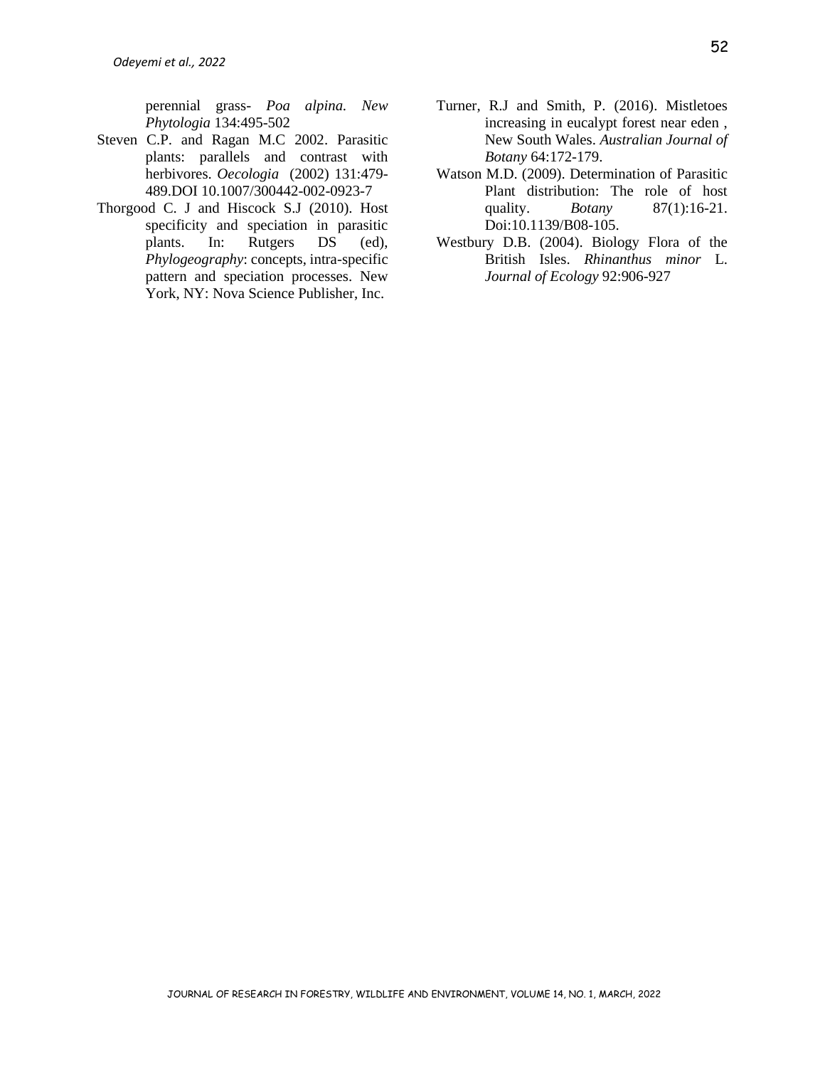perennial grass- *Poa alpina. New Phytologia* 134:495-502

Steven C.P. and Ragan M.C 2002. Parasitic plants: parallels and contrast with herbivores. *Oecologia* (2002) 131:479-489.DOI 10.1007/300442-002-0923-7

Thorgood C. J and Hiscock S.J (2010). Host specificity and speciation in parasitic plants. In: Rutgers DS (ed), *Phylogeography*: concepts, intra-specific pattern and speciation processes. New York, NY: Nova Science Publisher, Inc.

Turner, R.J and Smith, P. (2016). Mistletoes increasing in eucalypt forest near eden , New South Wales. *Australian Journal of Botany* 64:172-179.

Watson M.D. (2009). Determination of Parasitic Plant distribution: The role of host quality. *Botany* 87(1):16-21. Doi:10.1139/B08-105.

Westbury D.B. (2004). Biology Flora of the British Isles. *Rhinanthus minor* L. *Journal of Ecology* 92:906-927